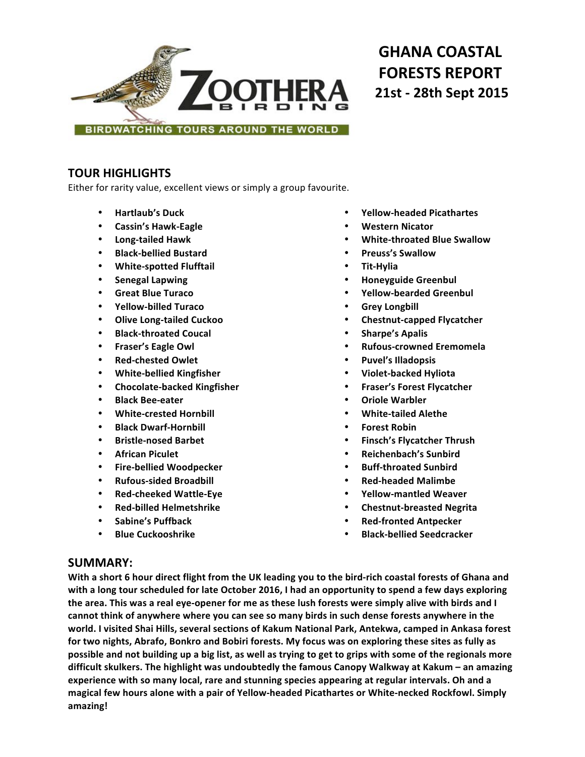ZOOTHERA BIRDING

BIRDWATCHING TOURS AROUND THE WORLD

# GHANA COASTAL FORESTS REPORT

**21st - 28th Sept 2015**

## TOUR HIGHLIGHTS

Either for rarity value, excellent views or simply a group favourite.

- **Hartlaub's Duck**
- **Cassin's Hawk-Eagle**
- **Long-tailed Hawk**
- **Black-bellied Bustard**
- **White-spotted Flufftail**
- **Senegal Lapwing**
- **Great Blue Turaco**
- **Yellow-billed Turaco**
- **Olive Long-tailed Cuckoo**
- **Black-throated Coucal**
- **Fraser's Eagle Owl**
- **Red-chested Owlet**
- **White-bellied Kingfisher**
- **Chocolate-backed Kingfisher**
- **Black Bee-eater**
- **White-crested Hornbill**
- **Black Dwarf-Hornbill**
- **Bristle-nosed Barbet**
- **African Piculet**
- **Fire-bellied Woodpecker**
- **Rufous-sided Broadbill**
- **Red-cheeked Wattle-Eye**
- **Red-billed Helmetshrike**
- **Sabine's Puffback**
- **Blue Cuckooshrike**
- **Yellow-headed Picathartes**
- **Western Nicator**
- **White-throated Blue Swallow**
- **Preuss's Swallow**
- **Tit-Hylia**
- **Honeyguide Greenbul**
- **Yellow-bearded Greenbul**
- **Grey Longbill**
- **Chestnut-capped Flycatcher**
- **Sharpe's Apalis**
- **Rufous-crowned Eremomela**
- **Puvel's Illadopsis**
- **Violet-backed Hyliota**
- **Fraser's Forest Flycatcher**
- **Oriole Warbler**
- **White-tailed Alethe**
- **Forest Robin**
- **Finsch's Flycatcher Thrush**
- **Reichenbach's Sunbird**
- **Buff-throated Sunbird**
- **Red-headed Malimbe**
- **Yellow-mantled Weaver**
- **Chestnut-breasted Negrita**
- **Red-fronted Antpecker**
- **Black-bellied Seedcracker**

## SUMMARY:

**With a short 6 hour direct flight from the UK leading you to the bird-rich coastal forests of Ghana and with a long tour scheduled for late October 2016, I had an opportunity to spend a few days exploring the area. This was a real eye-opener for me as these lush forests were simply alive with birds and I cannot think of anywhere where you can see so many birds in such dense forests anywhere in the world. I visited Shai Hills, several sections of Kakum National Park, Antekwa, camped in Ankasa forest for two nights, Abrafo, Bonkro and Bobiri forests. My focus was on exploring these sites as fully as possible and not building up a big list, as well as trying to get to grips with some of the regionals more difficult skulkers. The highlight was undoubtedly the famous Canopy Walkway at Kakum – an amazing experience with so many local, rare and stunning species appearing at regular intervals. Oh and a magical few hours alone with a pair of Yellow-headed Picathartes or White-necked Rockfowl. Simply amazing!**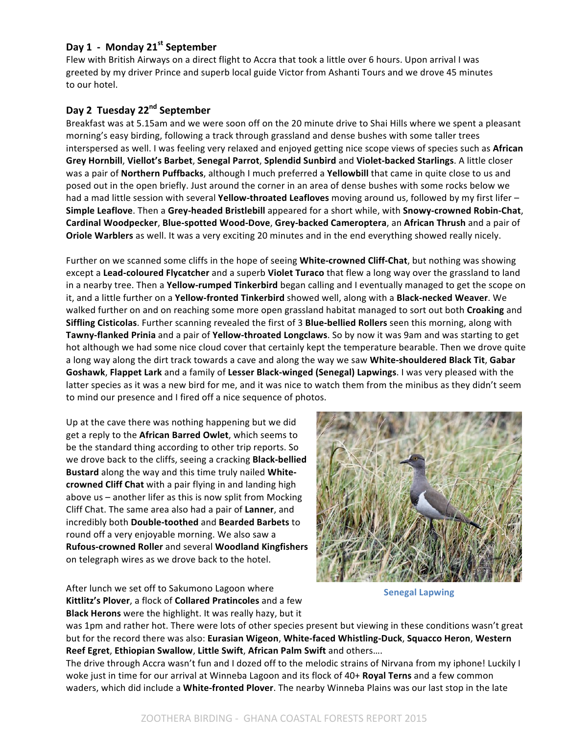## Day 1 - Monday 21st September

Flew with British Airways on a direct flight to Accra that took a little over 6 hours. Upon arrival I was greeted by my driver Prince and superb local guide Victor from Ashanti Tours and we drove 45 minutes to our hotel.

## Day 2 Tuesday 22nd September

Breakfast was at 5.15am and we were soon off on the 20 minute drive to Shai Hills where we spent a pleasant morning's easy birding, following a track through grassland and dense bushes with some taller trees interspersed as well. I was feeling very relaxed and enjoyed getting nice scope views of species such as **African Grey Hornbill**, **Viellot's Barbet**, **Senegal Parrot**, **Splendid Sunbird** and **Violet-backed Starlings**. A little closer was a pair of **Northern Puffbacks**, although I much preferred a **Yellowbill** that came in quite close to us and posed out in the open briefly. Just around the corner in an area of dense bushes with some rocks below we had a mad little session with several **Yellow-throated Leafloves** moving around us, followed by my first lifer – **Simple Leaflove**. Then a **Grey-headed Bristlebill** appeared for a short while, with **Snowy-crowned Robin-Chat**, **Cardinal Woodpecker**, **Blue-spotted Wood-Dove**, **Grey-backed Cameroptera**, an **African Thrush** and a pair of **Oriole Warblers** as well. It was a very exciting 20 minutes and in the end everything showed really nicely.

Further on we scanned some cliffs in the hope of seeing **White-crowned Cliff-Chat**, but nothing was showing except a **Lead-coloured Flycatcher** and a superb **Violet Turaco** that flew a long way over the grassland to land in a nearby tree. Then a **Yellow-rumped Tinkerbird** began calling and I eventually managed to get the scope on it, and a little further on a **Yellow-fronted Tinkerbird** showed well, along with a **Black-necked Weaver**. We walked further on and on reaching some more open grassland habitat managed to sort out both **Croaking** and **Siffling Cisticolas**. Further scanning revealed the first of 3 **Blue-bellied Rollers** seen this morning, along with **Tawny-flanked Prinia** and a pair of **Yellow-throated Longclaws**. So by now it was 9am and was starting to get hot although we had some nice cloud cover that certainly kept the temperature bearable. Then we drove quite a long way along the dirt track towards a cave and along the way we saw **White-shouldered Black Tit**, **Gabar Goshawk**, **Flappet Lark** and a family of **Lesser Black-winged (Senegal) Lapwings**. I was very pleased with the latter species as it was a new bird for me, and it was nice to watch them from the minibus as they didn't seem to mind our presence and I fired off a nice sequence of photos.

Up at the cave there was nothing happening but we did get a reply to the **African Barred Owlet**, which seems to be the standard thing according to other trip reports. So we drove back to the cliffs, seeing a cracking **Black-bellied Bustard** along the way and this time truly nailed **White-crowned Cliff Chat** with a pair flying in and landing high above us – another lifer as this is now split from Mocking Cliff Chat. The same area also had a pair of **Lanner**, and incredibly both **Double-toothed** and **Bearded Barbets** to round off a very enjoyable morning. We also saw a **Rufous-crowned Roller** and several **Woodland Kingfishers** on telegraph wires as we drove back to the hotel.

Senegal Lapwing

After lunch we set off to Sakumono Lagoon where **Kittlitz's Plover**, a flock of **Collared Pratincoles** and a few **Black Herons** were the highlight. It was really hazy, but it was 1pm and rather hot. There were lots of other species present but viewing in these conditions wasn't great but for the record there was also: **Eurasian Wigeon**, **White-faced Whistling-Duck**, **Squacco Heron**, **Western Reef Egret**, **Ethiopian Swallow**, **Little Swift**, **African Palm Swift** and others….

The drive through Accra wasn't fun and I dozed off to the melodic strains of Nirvana from my iphone! Luckily I woke just in time for our arrival at Winneba Lagoon and its flock of 40+ **Royal Terns** and a few common waders, which did include a **White-fronted Plover**. The nearby Winneba Plains was our last stop in the late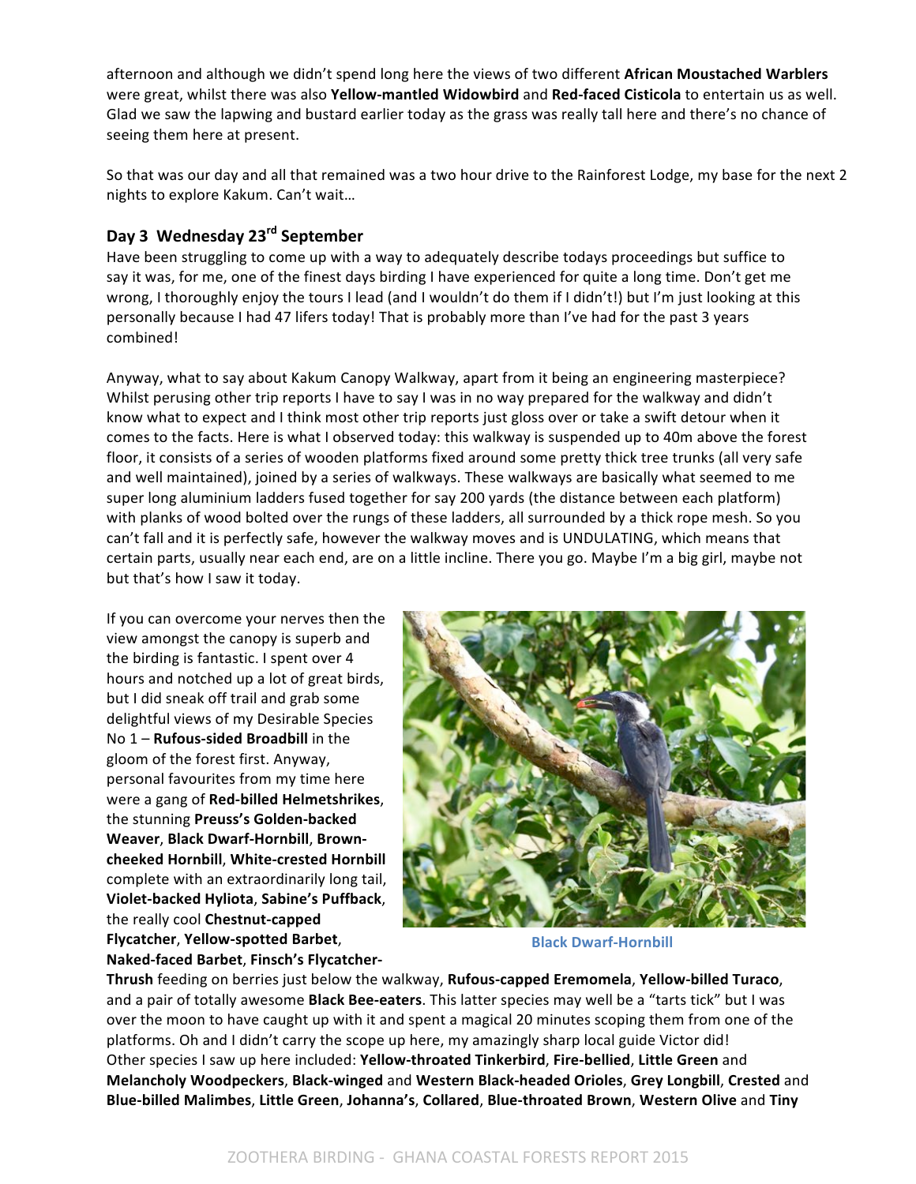afternoon and although we didn't spend long here the views of two different **African Moustached Warblers** were great, whilst there was also **Yellow-mantled Widowbird** and **Red-faced Cisticola** to entertain us as well. Glad we saw the lapwing and bustard earlier today as the grass was really tall here and there's no chance of seeing them here at present.

So that was our day and all that remained was a two hour drive to the Rainforest Lodge, my base for the next 2 nights to explore Kakum. Can't wait…

## Day 3 Wednesday 23rd September

Have been struggling to come up with a way to adequately describe todays proceedings but suffice to say it was, for me, one of the finest days birding I have experienced for quite a long time. Don't get me wrong, I thoroughly enjoy the tours I lead (and I wouldn't do them if I didn't!) but I'm just looking at this personally because I had 47 lifers today! That is probably more than I've had for the past 3 years combined!

Anyway, what to say about Kakum Canopy Walkway, apart from it being an engineering masterpiece? Whilst perusing other trip reports I have to say I was in no way prepared for the walkway and didn't know what to expect and I think most other trip reports just gloss over or take a swift detour when it comes to the facts. Here is what I observed today: this walkway is suspended up to 40m above the forest floor, it consists of a series of wooden platforms fixed around some pretty thick tree trunks (all very safe and well maintained), joined by a series of walkways. These walkways are basically what seemed to me super long aluminium ladders fused together for say 200 yards (the distance between each platform) with planks of wood bolted over the rungs of these ladders, all surrounded by a thick rope mesh. So you can't fall and it is perfectly safe, however the walkway moves and is UNDULATING, which means that certain parts, usually near each end, are on a little incline. There you go. Maybe I'm a big girl, maybe not but that's how I saw it today.

If you can overcome your nerves then the view amongst the canopy is superb and the birding is fantastic. I spent over 4 hours and notched up a lot of great birds, but I did sneak off trail and grab some delightful views of my Desirable Species No 1 – **Rufous-sided Broadbill** in the gloom of the forest first. Anyway, personal favourites from my time here were a gang of **Red-billed Helmetshrikes**, the stunning **Preuss's Golden-backed Weaver**, **Black Dwarf-Hornbill**, **Brown-cheeked Hornbill**, **White-crested Hornbill** complete with an extraordinarily long tail, **Violet-backed Hyliota**, **Sabine's Puffback**, the really cool **Chestnut-capped Flycatcher**, **Yellow-spotted Barbet**, **Naked-faced Barbet**, **Finsch's Flycatcher-Thrush** feeding on berries just below the walkway, **Rufous-capped Eremomela**, **Yellow-billed Turaco**, and a pair of totally awesome **Black Bee-eaters**. This latter species may well be a "tarts tick" but I was over the moon to have caught up with it and spent a magical 20 minutes scoping them from one of the platforms. Oh and I didn't carry the scope up here, my amazingly sharp local guide Victor did!

Black Dwarf-Hornbill

Other species I saw up here included: **Yellow-throated Tinkerbird**, **Fire-bellied**, **Little Green** and **Melancholy Woodpeckers**, **Black-winged** and **Western Black-headed Orioles**, **Grey Longbill**, **Crested** and **Blue-billed Malimbes**, **Little Green**, **Johanna's**, **Collared**, **Blue-throated Brown**, **Western Olive** and **Tiny**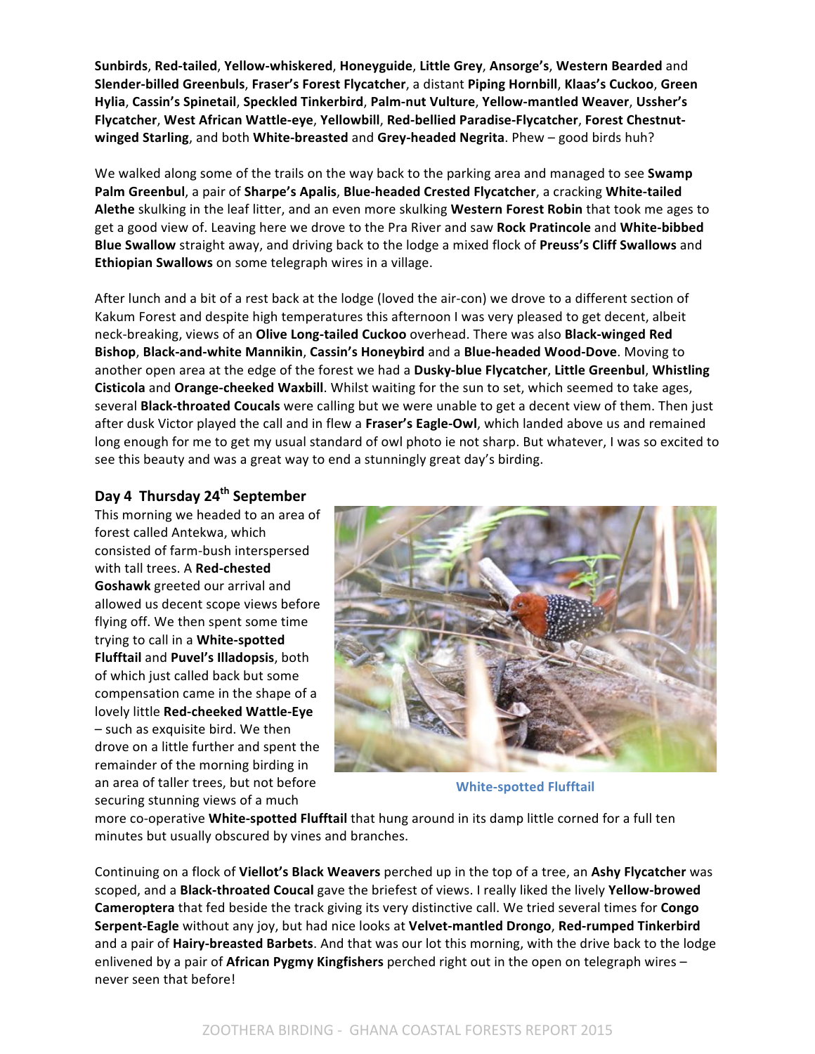**Sunbirds**, **Red-tailed**, **Yellow-whiskered**, **Honeyguide**, **Little Grey**, **Ansorge's**, **Western Bearded** and **Slender-billed Greenbuls**, **Fraser's Forest Flycatcher**, a distant **Piping Hornbill**, **Klaas's Cuckoo**, **Green Hylia**, **Cassin's Spinetail**, **Speckled Tinkerbird**, **Palm-nut Vulture**, **Yellow-mantled Weaver**, **Ussher's Flycatcher**, **West African Wattle-eye**, **Yellowbill**, **Red-bellied Paradise-Flycatcher**, **Forest Chestnut-winged Starling**, and both **White-breasted** and **Grey-headed Negrita**. Phew – good birds huh?

We walked along some of the trails on the way back to the parking area and managed to see **Swamp Palm Greenbul**, a pair of **Sharpe's Apalis**, **Blue-headed Crested Flycatcher**, a cracking **White-tailed Alethe** skulking in the leaf litter, and an even more skulking **Western Forest Robin** that took me ages to get a good view of. Leaving here we drove to the Pra River and saw **Rock Pratincole** and **White-bibbed Blue Swallow** straight away, and driving back to the lodge a mixed flock of **Preuss's Cliff Swallows** and **Ethiopian Swallows** on some telegraph wires in a village.

After lunch and a bit of a rest back at the lodge (loved the air-con) we drove to a different section of Kakum Forest and despite high temperatures this afternoon I was very pleased to get decent, albeit neck-breaking, views of an **Olive Long-tailed Cuckoo** overhead. There was also **Black-winged Red Bishop**, **Black-and-white Mannikin**, **Cassin's Honeybird** and a **Blue-headed Wood-Dove**. Moving to another open area at the edge of the forest we had a **Dusky-blue Flycatcher**, **Little Greenbul**, **Whistling Cisticola** and **Orange-cheeked Waxbill**. Whilst waiting for the sun to set, which seemed to take ages, several **Black-throated Coucals** were calling but we were unable to get a decent view of them. Then just after dusk Victor played the call and in flew a **Fraser's Eagle-Owl**, which landed above us and remained long enough for me to get my usual standard of owl photo ie not sharp. But whatever, I was so excited to see this beauty and was a great way to end a stunningly great day's birding.

## Day 4 Thursday 24th September

This morning we headed to an area of forest called Antekwa, which consisted of farm-bush interspersed with tall trees. A **Red-chested Goshawk** greeted our arrival and allowed us decent scope views before flying off. We then spent some time trying to call in a **White-spotted Flufftail** and **Puvel's Illadopsis**, both of which just called back but some compensation came in the shape of a lovely little **Red-cheeked Wattle-Eye** – such as exquisite bird. We then drove on a little further and spent the remainder of the morning birding in an area of taller trees, but not before securing stunning views of a much more co-operative **White-spotted Flufftail** that hung around in its damp little corned for a full ten minutes but usually obscured by vines and branches.

White-spotted Flufftail

Continuing on a flock of **Viellot's Black Weavers** perched up in the top of a tree, an **Ashy Flycatcher** was scoped, and a **Black-throated Coucal** gave the briefest of views. I really liked the lively **Yellow-browed Cameroptera** that fed beside the track giving its very distinctive call. We tried several times for **Congo Serpent-Eagle** without any joy, but had nice looks at **Velvet-mantled Drongo**, **Red-rumped Tinkerbird** and a pair of **Hairy-breasted Barbets**. And that was our lot this morning, with the drive back to the lodge enlivened by a pair of **African Pygmy Kingfishers** perched right out in the open on telegraph wires – never seen that before!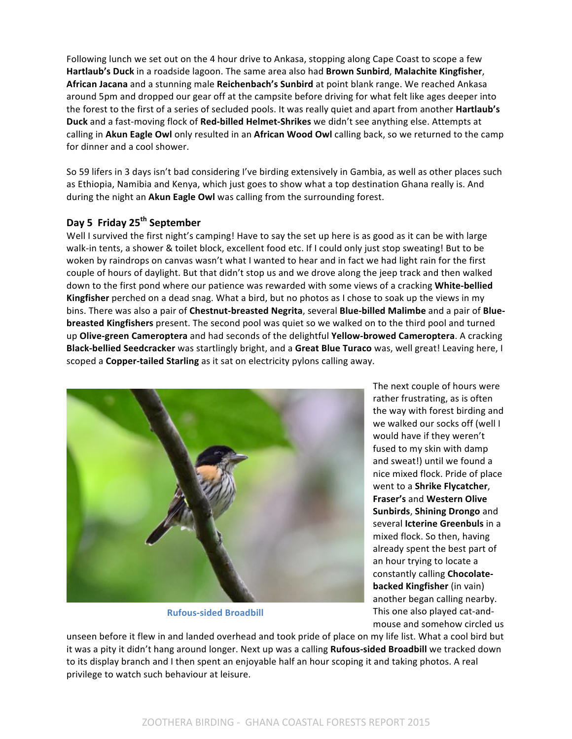Following lunch we set out on the 4 hour drive to Ankasa, stopping along Cape Coast to scope a few **Hartlaub's Duck** in a roadside lagoon. The same area also had **Brown Sunbird**, **Malachite Kingfisher**, **African Jacana** and a stunning male **Reichenbach's Sunbird** at point blank range. We reached Ankasa around 5pm and dropped our gear off at the campsite before driving for what felt like ages deeper into the forest to the first of a series of secluded pools. It was really quiet and apart from another **Hartlaub's Duck** and a fast-moving flock of **Red-billed Helmet-Shrikes** we didn't see anything else. Attempts at calling in **Akun Eagle Owl** only resulted in an **African Wood Owl** calling back, so we returned to the camp for dinner and a cool shower.

So 59 lifers in 3 days isn't bad considering I've birding extensively in Gambia, as well as other places such as Ethiopia, Namibia and Kenya, which just goes to show what a top destination Ghana really is. And during the night an **Akun Eagle Owl** was calling from the surrounding forest.

## Day 5 Friday 25th September

Well I survived the first night's camping! Have to say the set up here is as good as it can be with large walk-in tents, a shower & toilet block, excellent food etc. If I could only just stop sweating! But to be woken by raindrops on canvas wasn't what I wanted to hear and in fact we had light rain for the first couple of hours of daylight. But that didn't stop us and we drove along the jeep track and then walked down to the first pond where our patience was rewarded with some views of a cracking **White-bellied Kingfisher** perched on a dead snag. What a bird, but no photos as I chose to soak up the views in my bins. There was also a pair of **Chestnut-breasted Negrita**, several **Blue-billed Malimbe** and a pair of **Blue-breasted Kingfishers** present. The second pool was quiet so we walked on to the third pool and turned up **Olive-green Cameroptera** and had seconds of the delightful **Yellow-browed Cameroptera**. A cracking **Black-bellied Seedcracker** was startlingly bright, and a **Great Blue Turaco** was, well great! Leaving here, I scoped a **Copper-tailed Starling** as it sat on electricity pylons calling away.

Rufous-sided Broadbill

The next couple of hours were rather frustrating, as is often the way with forest birding and we walked our socks off (well I would have if they weren't fused to my skin with damp and sweat!) until we found a nice mixed flock. Pride of place went to a **Shrike Flycatcher**, **Fraser's** and **Western Olive Sunbirds**, **Shining Drongo** and several **Icterine Greenbuls** in a mixed flock. So then, having already spent the best part of an hour trying to locate a constantly calling **Chocolate-backed Kingfisher** (in vain) another began calling nearby. This one also played cat-and-mouse and somehow circled us unseen before it flew in and landed overhead and took pride of place on my life list. What a cool bird but it was a pity it didn't hang around longer. Next up was a calling **Rufous-sided Broadbill** we tracked down to its display branch and I then spent an enjoyable half an hour scoping it and taking photos. A real privilege to watch such behaviour at leisure.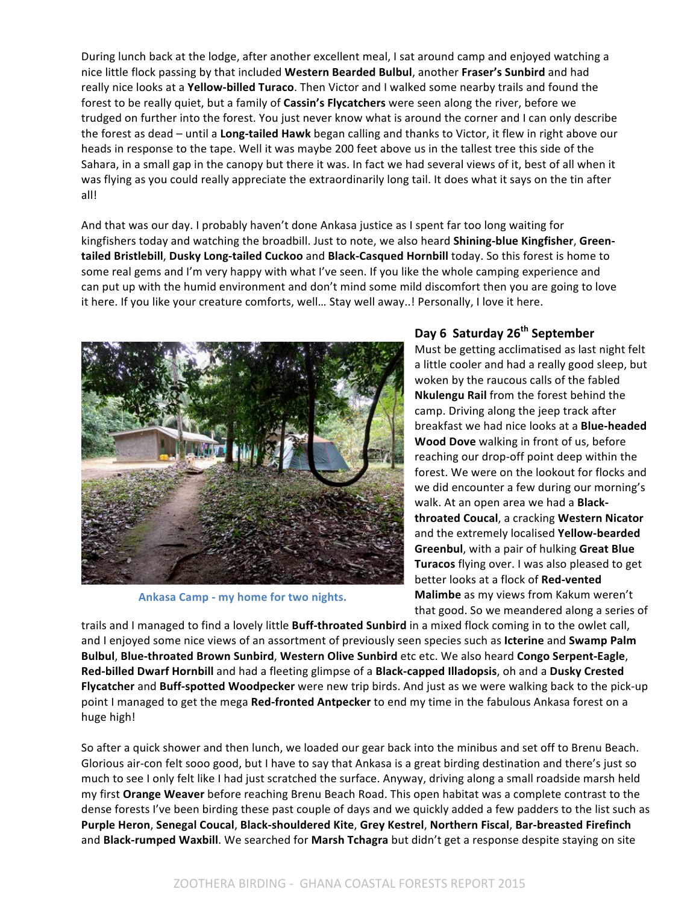During lunch back at the lodge, after another excellent meal, I sat around camp and enjoyed watching a nice little flock passing by that included **Western Bearded Bulbul**, another **Fraser's Sunbird** and had really nice looks at a **Yellow-billed Turaco**. Then Victor and I walked some nearby trails and found the forest to be really quiet, but a family of **Cassin's Flycatchers** were seen along the river, before we trudged on further into the forest. You just never know what is around the corner and I can only describe the forest as dead – until a **Long-tailed Hawk** began calling and thanks to Victor, it flew in right above our heads in response to the tape. Well it was maybe 200 feet above us in the tallest tree this side of the Sahara, in a small gap in the canopy but there it was. In fact we had several views of it, best of all when it was flying as you could really appreciate the extraordinarily long tail. It does what it says on the tin after all!

And that was our day. I probably haven't done Ankasa justice as I spent far too long waiting for kingfishers today and watching the broadbill. Just to note, we also heard **Shining-blue Kingfisher**, **Green-tailed Bristlebill**, **Dusky Long-tailed Cuckoo** and **Black-Casqued Hornbill** today. So this forest is home to some real gems and I'm very happy with what I've seen. If you like the whole camping experience and can put up with the humid environment and don't mind some mild discomfort then you are going to love it here. If you like your creature comforts, well… Stay well away..! Personally, I love it here.

Ankasa Camp - my home for two nights.

## Day 6 Saturday 26th September

Must be getting acclimatised as last night felt a little cooler and had a really good sleep, but woken by the raucous calls of the fabled **Nkulengu Rail** from the forest behind the camp. Driving along the jeep track after breakfast we had nice looks at a **Blue-headed Wood Dove** walking in front of us, before reaching our drop-off point deep within the forest. We were on the lookout for flocks and we did encounter a few during our morning's walk. At an open area we had a **Black-throated Coucal**, a cracking **Western Nicator** and the extremely localised **Yellow-bearded Greenbul**, with a pair of hulking **Great Blue Turacos** flying over. I was also pleased to get better looks at a flock of **Red-vented Malimbe** as my views from Kakum weren't that good. So we meandered along a series of trails and I managed to find a lovely little **Buff-throated Sunbird** in a mixed flock coming in to the owlet call, and I enjoyed some nice views of an assortment of previously seen species such as **Icterine** and **Swamp Palm Bulbul**, **Blue-throated Brown Sunbird**, **Western Olive Sunbird** etc etc. We also heard **Congo Serpent-Eagle**, **Red-billed Dwarf Hornbill** and had a fleeting glimpse of a **Black-capped Illadopsis**, oh and a **Dusky Crested Flycatcher** and **Buff-spotted Woodpecker** were new trip birds. And just as we were walking back to the pick-up point I managed to get the mega **Red-fronted Antpecker** to end my time in the fabulous Ankasa forest on a huge high!

So after a quick shower and then lunch, we loaded our gear back into the minibus and set off to Brenu Beach. Glorious air-con felt sooo good, but I have to say that Ankasa is a great birding destination and there's just so much to see I only felt like I had just scratched the surface. Anyway, driving along a small roadside marsh held my first **Orange Weaver** before reaching Brenu Beach Road. This open habitat was a complete contrast to the dense forests I've been birding these past couple of days and we quickly added a few padders to the list such as **Purple Heron**, **Senegal Coucal**, **Black-shouldered Kite**, **Grey Kestrel**, **Northern Fiscal**, **Bar-breasted Firefinch** and **Black-rumped Waxbill**. We searched for **Marsh Tchagra** but didn't get a response despite staying on site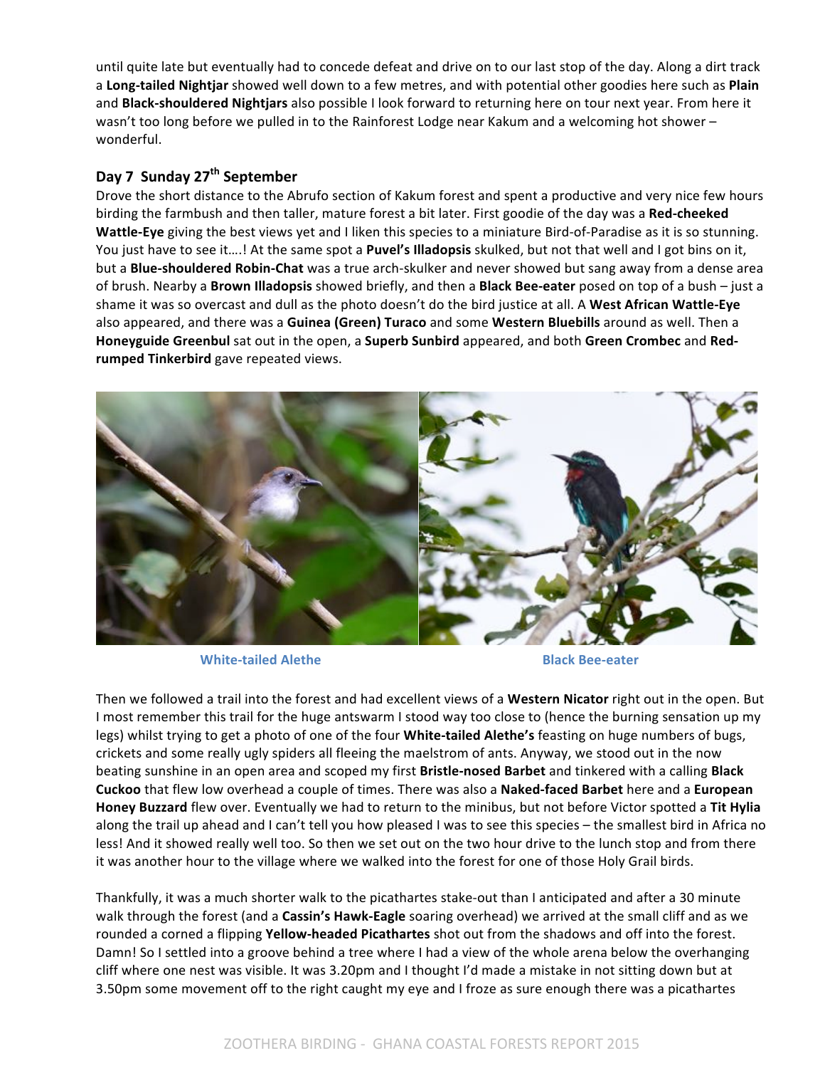until quite late but eventually had to concede defeat and drive on to our last stop of the day. Along a dirt track a **Long-tailed Nightjar** showed well down to a few metres, and with potential other goodies here such as **Plain** and **Black-shouldered Nightjars** also possible I look forward to returning here on tour next year. From here it wasn't too long before we pulled in to the Rainforest Lodge near Kakum and a welcoming hot shower – wonderful.

## Day 7 Sunday 27th September

Drove the short distance to the Abrufo section of Kakum forest and spent a productive and very nice few hours birding the farmbush and then taller, mature forest a bit later. First goodie of the day was a **Red-cheeked Wattle-Eye** giving the best views yet and I liken this species to a miniature Bird-of-Paradise as it is so stunning. You just have to see it….! At the same spot a **Puvel's Illadopsis** skulked, but not that well and I got bins on it, but a **Blue-shouldered Robin-Chat** was a true arch-skulker and never showed but sang away from a dense area of brush. Nearby a **Brown Illadopsis** showed briefly, and then a **Black Bee-eater** posed on top of a bush – just a shame it was so overcast and dull as the photo doesn't do the bird justice at all. A **West African Wattle-Eye** also appeared, and there was a **Guinea (Green) Turaco** and some **Western Bluebills** around as well. Then a **Honeyguide Greenbul** sat out in the open, a **Superb Sunbird** appeared, and both **Green Crombec** and **Red-rumped Tinkerbird** gave repeated views.

White-tailed Alethe

Black Bee-eater

Then we followed a trail into the forest and had excellent views of a **Western Nicator** right out in the open. But I most remember this trail for the huge antswarm I stood way too close to (hence the burning sensation up my legs) whilst trying to get a photo of one of the four **White-tailed Alethe's** feasting on huge numbers of bugs, crickets and some really ugly spiders all fleeing the maelstrom of ants. Anyway, we stood out in the now beating sunshine in an open area and scoped my first **Bristle-nosed Barbet** and tinkered with a calling **Black Cuckoo** that flew low overhead a couple of times. There was also a **Naked-faced Barbet** here and a **European Honey Buzzard** flew over. Eventually we had to return to the minibus, but not before Victor spotted a **Tit Hylia** along the trail up ahead and I can't tell you how pleased I was to see this species – the smallest bird in Africa no less! And it showed really well too. So then we set out on the two hour drive to the lunch stop and from there it was another hour to the village where we walked into the forest for one of those Holy Grail birds.

Thankfully, it was a much shorter walk to the picathartes stake-out than I anticipated and after a 30 minute walk through the forest (and a **Cassin's Hawk-Eagle** soaring overhead) we arrived at the small cliff and as we rounded a corned a flipping **Yellow-headed Picathartes** shot out from the shadows and off into the forest. Damn! So I settled into a groove behind a tree where I had a view of the whole arena below the overhanging cliff where one nest was visible. It was 3.20pm and I thought I'd made a mistake in not sitting down but at 3.50pm some movement off to the right caught my eye and I froze as sure enough there was a picathartes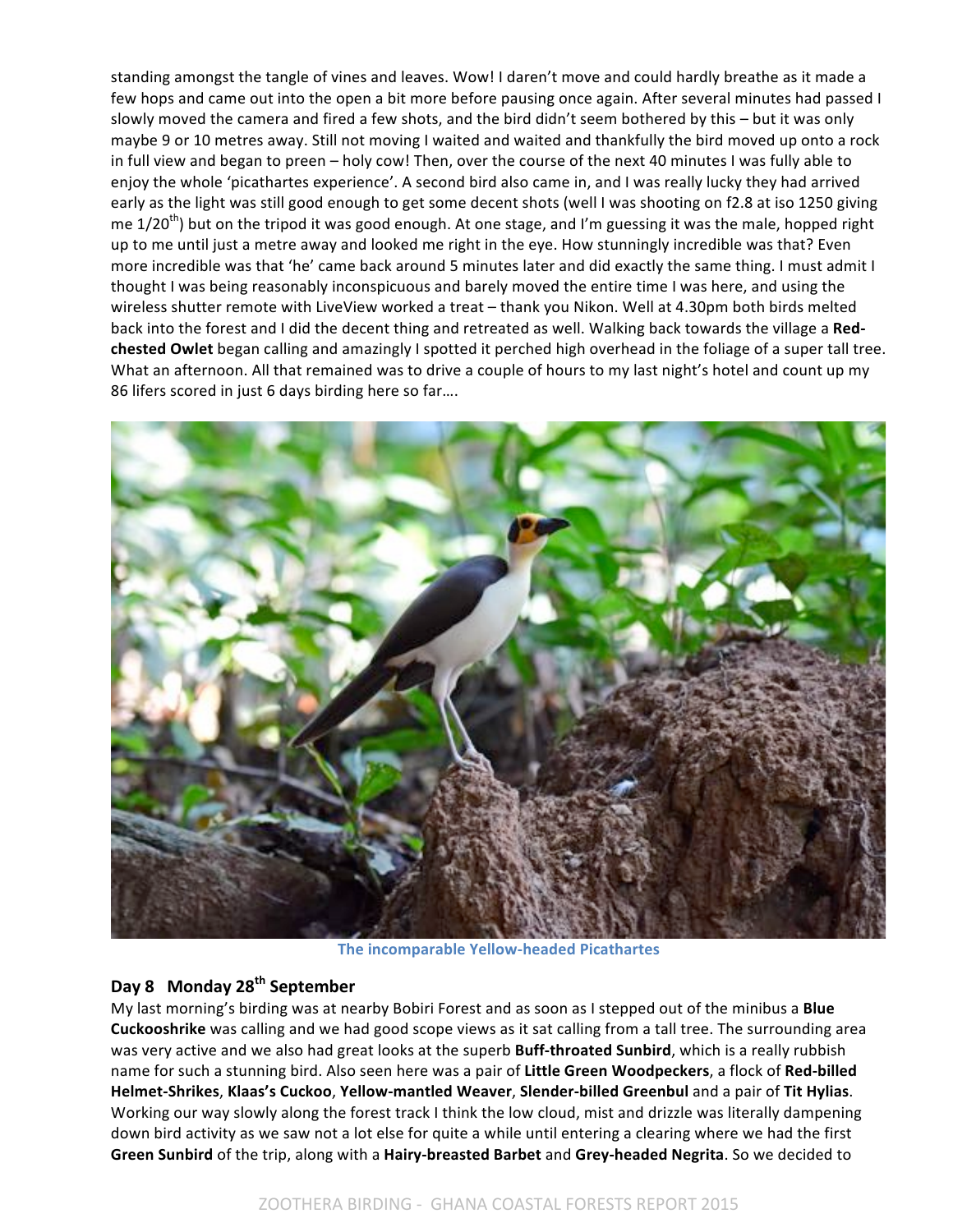standing amongst the tangle of vines and leaves. Wow! I daren't move and could hardly breathe as it made a few hops and came out into the open a bit more before pausing once again. After several minutes had passed I slowly moved the camera and fired a few shots, and the bird didn't seem bothered by this – but it was only maybe 9 or 10 metres away. Still not moving I waited and waited and thankfully the bird moved up onto a rock in full view and began to preen – holy cow! Then, over the course of the next 40 minutes I was fully able to enjoy the whole 'picathartes experience'. A second bird also came in, and I was really lucky they had arrived early as the light was still good enough to get some decent shots (well I was shooting on f2.8 at iso 1250 giving me 1/20[th]) but on the tripod it was good enough. At one stage, and I'm guessing it was the male, hopped right up to me until just a metre away and looked me right in the eye. How stunningly incredible was that? Even more incredible was that 'he' came back around 5 minutes later and did exactly the same thing. I must admit I thought I was being reasonably inconspicuous and barely moved the entire time I was here, and using the wireless shutter remote with LiveView worked a treat – thank you Nikon. Well at 4.30pm both birds melted back into the forest and I did the decent thing and retreated as well. Walking back towards the village a **Red-chested Owlet** began calling and amazingly I spotted it perched high overhead in the foliage of a super tall tree. What an afternoon. All that remained was to drive a couple of hours to my last night's hotel and count up my 86 lifers scored in just 6 days birding here so far….

The incomparable Yellow-headed Picathartes

## Day 8 Monday 28[th] September

My last morning's birding was at nearby Bobiri Forest and as soon as I stepped out of the minibus a **Blue Cuckooshrike** was calling and we had good scope views as it sat calling from a tall tree. The surrounding area was very active and we also had great looks at the superb **Buff-throated Sunbird**, which is a really rubbish name for such a stunning bird. Also seen here was a pair of **Little Green Woodpeckers**, a flock of **Red-billed Helmet-Shrikes**, **Klaas's Cuckoo**, **Yellow-mantled Weaver**, **Slender-billed Greenbul** and a pair of **Tit Hylias**. Working our way slowly along the forest track I think the low cloud, mist and drizzle was literally dampening down bird activity as we saw not a lot else for quite a while until entering a clearing where we had the first **Green Sunbird** of the trip, along with a **Hairy-breasted Barbet** and **Grey-headed Negrita**. So we decided to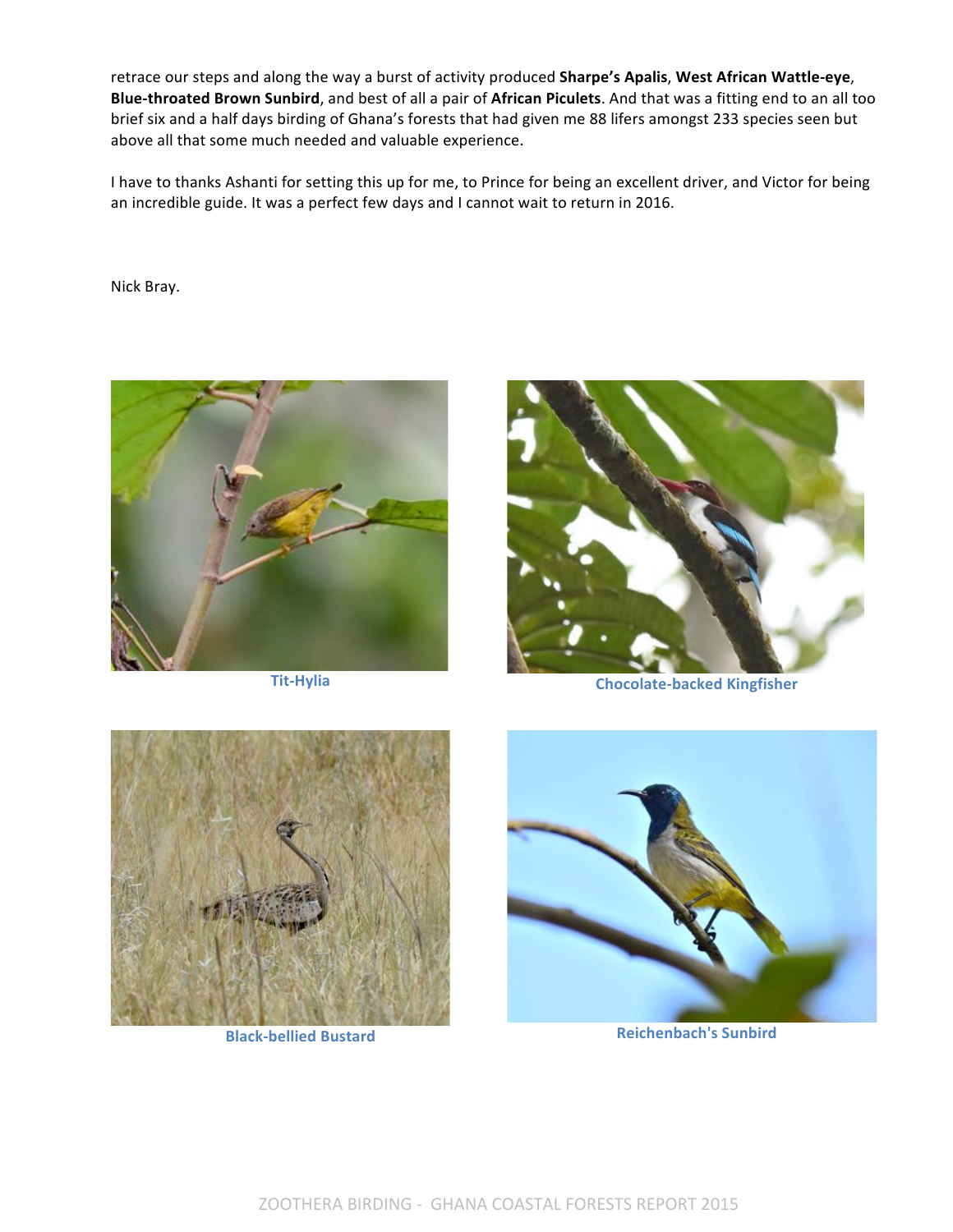retrace our steps and along the way a burst of activity produced **Sharpe's Apalis**, **West African Wattle-eye**, **Blue-throated Brown Sunbird**, and best of all a pair of **African Piculets**. And that was a fitting end to an all too brief six and a half days birding of Ghana's forests that had given me 88 lifers amongst 233 species seen but above all that some much needed and valuable experience.

I have to thanks Ashanti for setting this up for me, to Prince for being an excellent driver, and Victor for being an incredible guide. It was a perfect few days and I cannot wait to return in 2016.

Nick Bray.

Tit-Hylia

Chocolate-backed Kingfisher

Black-bellied Bustard

Reichenbach's Sunbird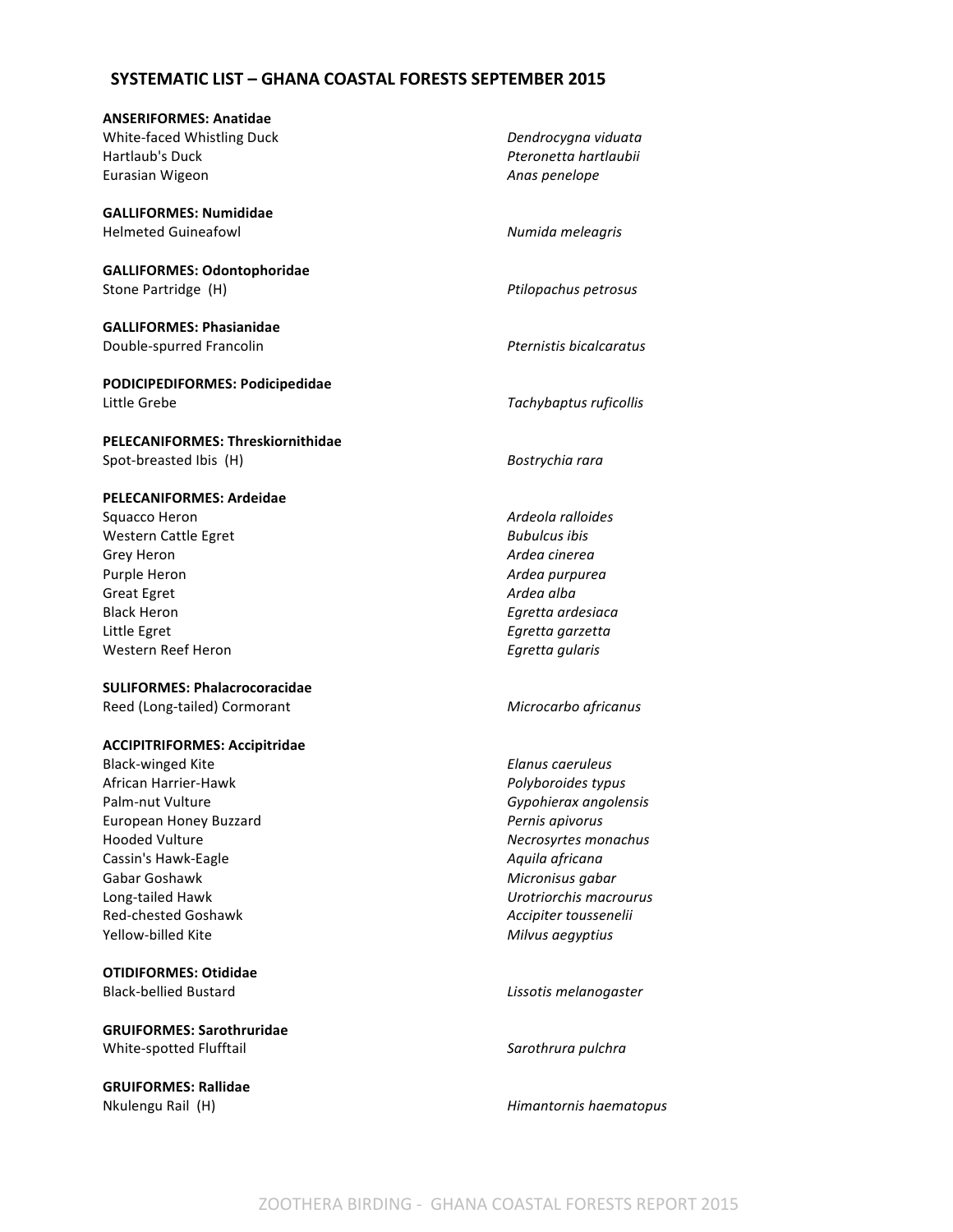## SYSTEMATIC LIST – GHANA COASTAL FORESTS SEPTEMBER 2015

**ANSERIFORMES: Anatidae**

| | |
|---|---|
| White-faced Whistling Duck | *Dendrocygna viduata* |
| Hartlaub's Duck | *Pteronetta hartlaubii* |
| Eurasian Wigeon | *Anas penelope* |

**GALLIFORMES: Numididae**

| | |
|---|---|
| Helmeted Guineafowl | *Numida meleagris* |

**GALLIFORMES: Odontophoridae**

| | |
|---|---|
| Stone Partridge (H) | *Ptilopachus petrosus* |

**GALLIFORMES: Phasianidae**

| | |
|---|---|
| Double-spurred Francolin | *Pternistis bicalcaratus* |

**PODICIPEDIFORMES: Podicipedidae**

| | |
|---|---|
| Little Grebe | *Tachybaptus ruficollis* |

**PELECANIFORMES: Threskiornithidae**

| | |
|---|---|
| Spot-breasted Ibis (H) | *Bostrychia rara* |

**PELECANIFORMES: Ardeidae**

| | |
|---|---|
| Squacco Heron | *Ardeola ralloides* |
| Western Cattle Egret | *Bubulcus ibis* |
| Grey Heron | *Ardea cinerea* |
| Purple Heron | *Ardea purpurea* |
| Great Egret | *Ardea alba* |
| Black Heron | *Egretta ardesiaca* |
| Little Egret | *Egretta garzetta* |
| Western Reef Heron | *Egretta gularis* |

**SULIFORMES: Phalacrocoracidae**

| | |
|---|---|
| Reed (Long-tailed) Cormorant | *Microcarbo africanus* |

**ACCIPITRIFORMES: Accipitridae**

| | |
|---|---|
| Black-winged Kite | *Elanus caeruleus* |
| African Harrier-Hawk | *Polyboroides typus* |
| Palm-nut Vulture | *Gypohierax angolensis* |
| European Honey Buzzard | *Pernis apivorus* |
| Hooded Vulture | *Necrosyrtes monachus* |
| Cassin's Hawk-Eagle | *Aquila africana* |
| Gabar Goshawk | *Micronisus gabar* |
| Long-tailed Hawk | *Urotriorchis macrourus* |
| Red-chested Goshawk | *Accipiter toussenelii* |
| Yellow-billed Kite | *Milvus aegyptius* |

**OTIDIFORMES: Otididae**

| | |
|---|---|
| Black-bellied Bustard | *Lissotis melanogaster* |

**GRUIFORMES: Sarothruridae**

| | |
|---|---|
| White-spotted Flufftail | *Sarothrura pulchra* |

**GRUIFORMES: Rallidae**

| | |
|---|---|
| Nkulengu Rail (H) | *Himantornis haematopus* |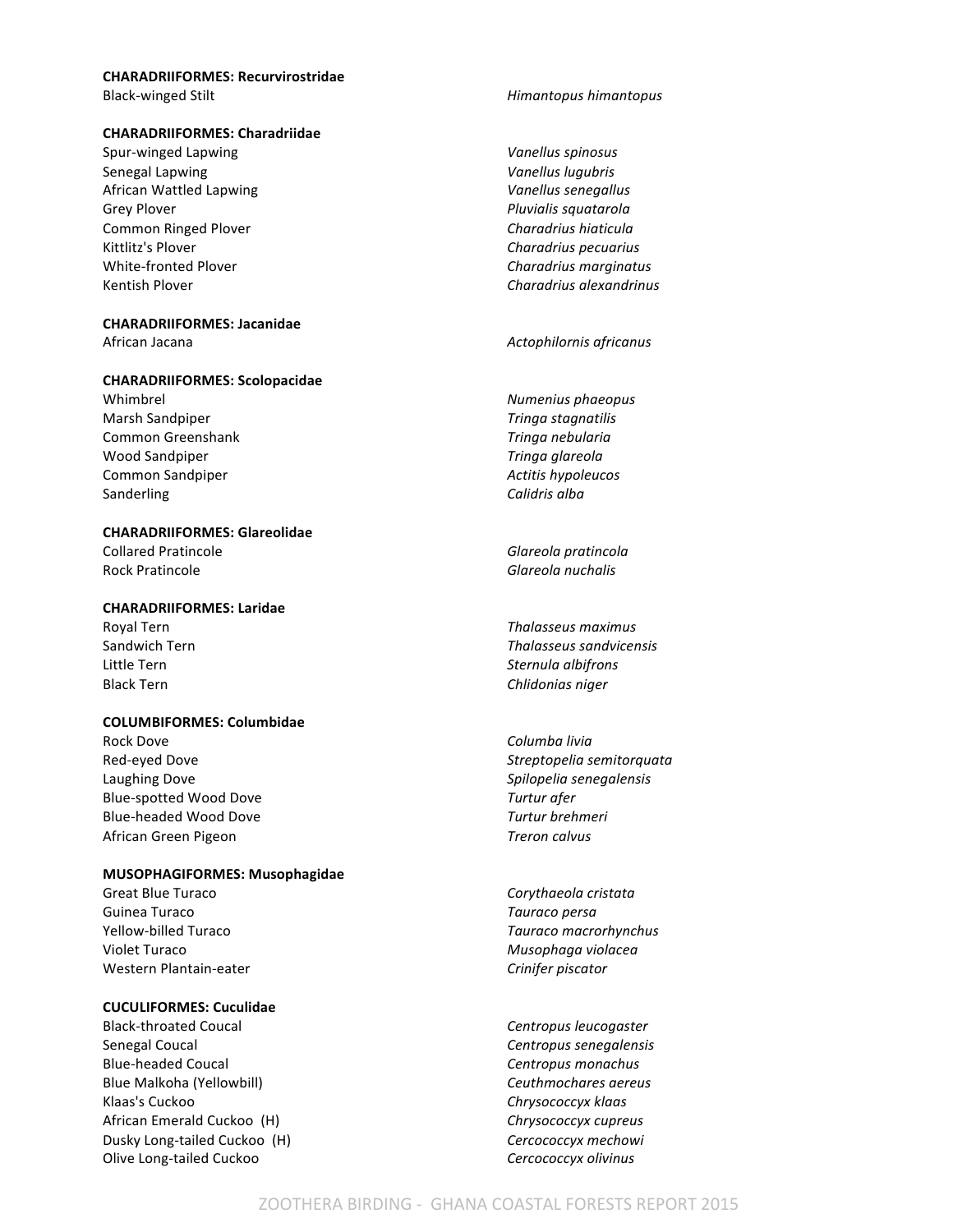**CHARADRIIFORMES: Recurvirostridae**

| | |
|---|---|
| Black-winged Stilt | *Himantopus himantopus* |

**CHARADRIIFORMES: Charadriidae**

| | |
|---|---|
| Spur-winged Lapwing | *Vanellus spinosus* |
| Senegal Lapwing | *Vanellus lugubris* |
| African Wattled Lapwing | *Vanellus senegallus* |
| Grey Plover | *Pluvialis squatarola* |
| Common Ringed Plover | *Charadrius hiaticula* |
| Kittlitz's Plover | *Charadrius pecuarius* |
| White-fronted Plover | *Charadrius marginatus* |
| Kentish Plover | *Charadrius alexandrinus* |

**CHARADRIIFORMES: Jacanidae**

| | |
|---|---|
| African Jacana | *Actophilornis africanus* |

**CHARADRIIFORMES: Scolopacidae**

| | |
|---|---|
| Whimbrel | *Numenius phaeopus* |
| Marsh Sandpiper | *Tringa stagnatilis* |
| Common Greenshank | *Tringa nebularia* |
| Wood Sandpiper | *Tringa glareola* |
| Common Sandpiper | *Actitis hypoleucos* |
| Sanderling | *Calidris alba* |

**CHARADRIIFORMES: Glareolidae**

| | |
|---|---|
| Collared Pratincole | *Glareola pratincola* |
| Rock Pratincole | *Glareola nuchalis* |

**CHARADRIIFORMES: Laridae**

| | |
|---|---|
| Royal Tern | *Thalasseus maximus* |
| Sandwich Tern | *Thalasseus sandvicensis* |
| Little Tern | *Sternula albifrons* |
| Black Tern | *Chlidonias niger* |

**COLUMBIFORMES: Columbidae**

| | |
|---|---|
| Rock Dove | *Columba livia* |
| Red-eyed Dove | *Streptopelia semitorquata* |
| Laughing Dove | *Spilopelia senegalensis* |
| Blue-spotted Wood Dove | *Turtur afer* |
| Blue-headed Wood Dove | *Turtur brehmeri* |
| African Green Pigeon | *Treron calvus* |

**MUSOPHAGIFORMES: Musophagidae**

| | |
|---|---|
| Great Blue Turaco | *Corythaeola cristata* |
| Guinea Turaco | *Tauraco persa* |
| Yellow-billed Turaco | *Tauraco macrorhynchus* |
| Violet Turaco | *Musophaga violacea* |
| Western Plantain-eater | *Crinifer piscator* |

**CUCULIFORMES: Cuculidae**

| | |
|---|---|
| Black-throated Coucal | *Centropus leucogaster* |
| Senegal Coucal | *Centropus senegalensis* |
| Blue-headed Coucal | *Centropus monachus* |
| Blue Malkoha (Yellowbill) | *Ceuthmochares aereus* |
| Klaas's Cuckoo | *Chrysococcyx klaas* |
| African Emerald Cuckoo (H) | *Chrysococcyx cupreus* |
| Dusky Long-tailed Cuckoo (H) | *Cercococcyx mechowi* |
| Olive Long-tailed Cuckoo | *Cercococcyx olivinus* |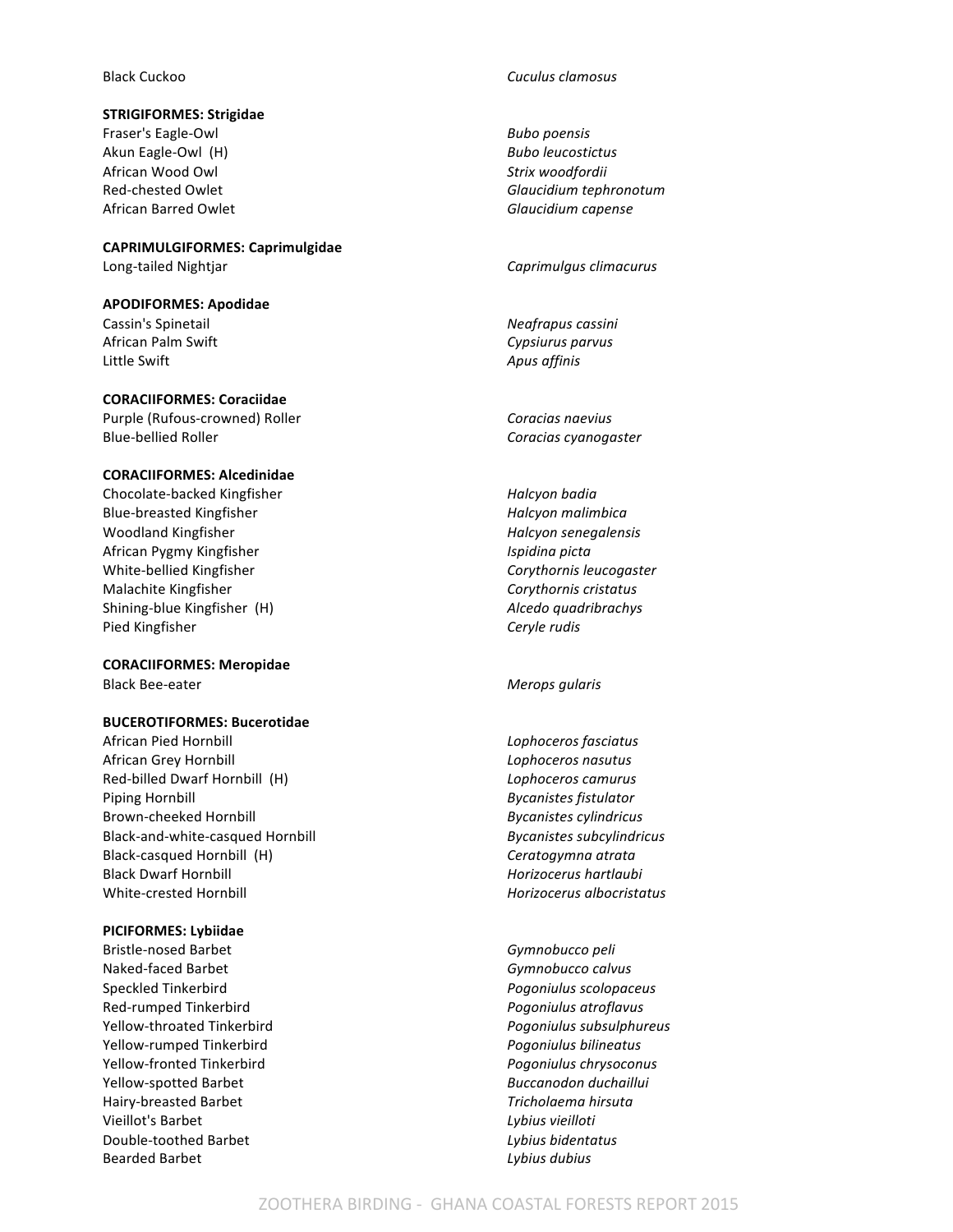| | |
|---|---|
| Black Cuckoo | *Cuculus clamosus* |

**STRIGIFORMES: Strigidae**

| | |
|---|---|
| Fraser's Eagle-Owl | *Bubo poensis* |
| Akun Eagle-Owl (H) | *Bubo leucostictus* |
| African Wood Owl | *Strix woodfordii* |
| Red-chested Owlet | *Glaucidium tephronotum* |
| African Barred Owlet | *Glaucidium capense* |

**CAPRIMULGIFORMES: Caprimulgidae**

| | |
|---|---|
| Long-tailed Nightjar | *Caprimulgus climacurus* |

**APODIFORMES: Apodidae**

| | |
|---|---|
| Cassin's Spinetail | *Neafrapus cassini* |
| African Palm Swift | *Cypsiurus parvus* |
| Little Swift | *Apus affinis* |

**CORACIIFORMES: Coraciidae**

| | |
|---|---|
| Purple (Rufous-crowned) Roller | *Coracias naevius* |
| Blue-bellied Roller | *Coracias cyanogaster* |

**CORACIIFORMES: Alcedinidae**

| | |
|---|---|
| Chocolate-backed Kingfisher | *Halcyon badia* |
| Blue-breasted Kingfisher | *Halcyon malimbica* |
| Woodland Kingfisher | *Halcyon senegalensis* |
| African Pygmy Kingfisher | *Ispidina picta* |
| White-bellied Kingfisher | *Corythornis leucogaster* |
| Malachite Kingfisher | *Corythornis cristatus* |
| Shining-blue Kingfisher (H) | *Alcedo quadribrachys* |
| Pied Kingfisher | *Ceryle rudis* |

**CORACIIFORMES: Meropidae**

| | |
|---|---|
| Black Bee-eater | *Merops gularis* |

**BUCEROTIFORMES: Bucerotidae**

| | |
|---|---|
| African Pied Hornbill | *Lophoceros fasciatus* |
| African Grey Hornbill | *Lophoceros nasutus* |
| Red-billed Dwarf Hornbill (H) | *Lophoceros camurus* |
| Piping Hornbill | *Bycanistes fistulator* |
| Brown-cheeked Hornbill | *Bycanistes cylindricus* |
| Black-and-white-casqued Hornbill | *Bycanistes subcylindricus* |
| Black-casqued Hornbill (H) | *Ceratogymna atrata* |
| Black Dwarf Hornbill | *Horizocerus hartlaubi* |
| White-crested Hornbill | *Horizocerus albocristatus* |

**PICIFORMES: Lybiidae**

| | |
|---|---|
| Bristle-nosed Barbet | *Gymnobucco peli* |
| Naked-faced Barbet | *Gymnobucco calvus* |
| Speckled Tinkerbird | *Pogoniulus scolopaceus* |
| Red-rumped Tinkerbird | *Pogoniulus atroflavus* |
| Yellow-throated Tinkerbird | *Pogoniulus subsulphureus* |
| Yellow-rumped Tinkerbird | *Pogoniulus bilineatus* |
| Yellow-fronted Tinkerbird | *Pogoniulus chrysoconus* |
| Yellow-spotted Barbet | *Buccanodon duchaillui* |
| Hairy-breasted Barbet | *Tricholaema hirsuta* |
| Vieillot's Barbet | *Lybius vieilloti* |
| Double-toothed Barbet | *Lybius bidentatus* |
| Bearded Barbet | *Lybius dubius* |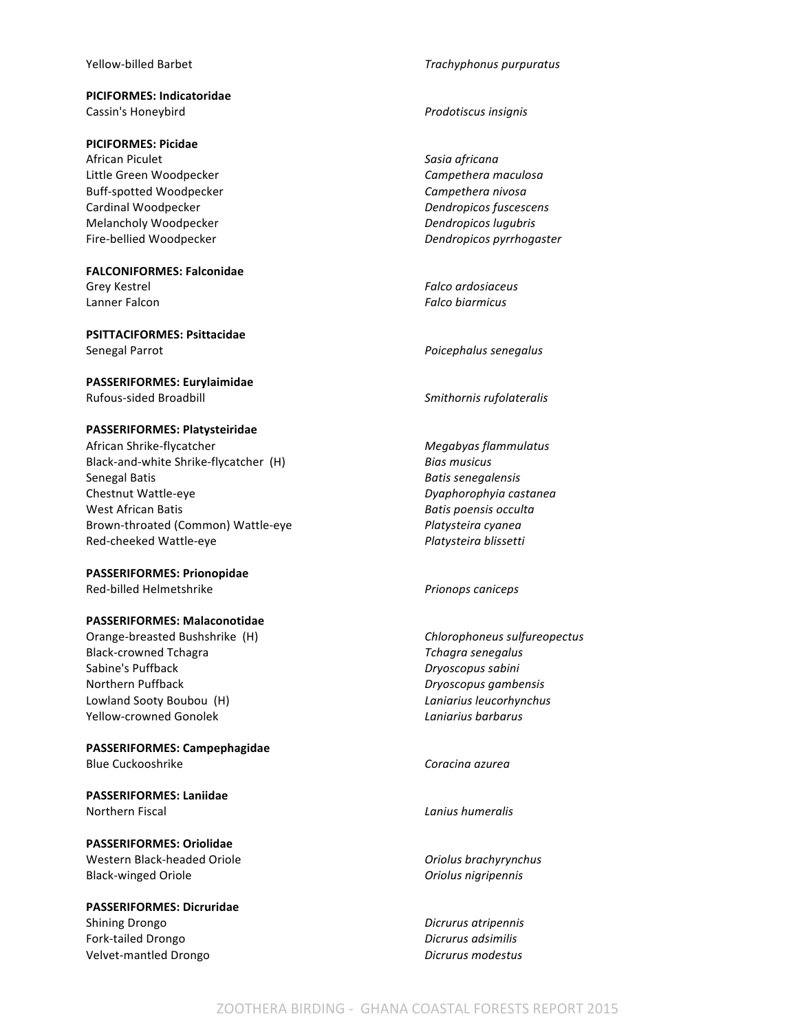| | |
|---|---|
| Yellow-billed Barbet | *Trachyphonus purpuratus* |

**PICIFORMES: Indicatoridae**

| | |
|---|---|
| Cassin's Honeybird | *Prodotiscus insignis* |

**PICIFORMES: Picidae**

| | |
|---|---|
| African Piculet | *Sasia africana* |
| Little Green Woodpecker | *Campethera maculosa* |
| Buff-spotted Woodpecker | *Campethera nivosa* |
| Cardinal Woodpecker | *Dendropicos fuscescens* |
| Melancholy Woodpecker | *Dendropicos lugubris* |
| Fire-bellied Woodpecker | *Dendropicos pyrrhogaster* |

**FALCONIFORMES: Falconidae**

| | |
|---|---|
| Grey Kestrel | *Falco ardosiaceus* |
| Lanner Falcon | *Falco biarmicus* |

**PSITTACIFORMES: Psittacidae**

| | |
|---|---|
| Senegal Parrot | *Poicephalus senegalus* |

**PASSERIFORMES: Eurylaimidae**

| | |
|---|---|
| Rufous-sided Broadbill | *Smithornis rufolateralis* |

**PASSERIFORMES: Platysteiridae**

| | |
|---|---|
| African Shrike-flycatcher | *Megabyas flammulatus* |
| Black-and-white Shrike-flycatcher (H) | *Bias musicus* |
| Senegal Batis | *Batis senegalensis* |
| Chestnut Wattle-eye | *Dyaphorophyia castanea* |
| West African Batis | *Batis poensis occulta* |
| Brown-throated (Common) Wattle-eye | *Platysteira cyanea* |
| Red-cheeked Wattle-eye | *Platysteira blissetti* |

**PASSERIFORMES: Prionopidae**

| | |
|---|---|
| Red-billed Helmetshrike | *Prionops caniceps* |

**PASSERIFORMES: Malaconotidae**

| | |
|---|---|
| Orange-breasted Bushshrike (H) | *Chlorophoneus sulfureopectus* |
| Black-crowned Tchagra | *Tchagra senegalus* |
| Sabine's Puffback | *Dryoscopus sabini* |
| Northern Puffback | *Dryoscopus gambensis* |
| Lowland Sooty Boubou (H) | *Laniarius leucorhynchus* |
| Yellow-crowned Gonolek | *Laniarius barbarus* |

**PASSERIFORMES: Campephagidae**

| | |
|---|---|
| Blue Cuckooshrike | *Coracina azurea* |

**PASSERIFORMES: Laniidae**

| | |
|---|---|
| Northern Fiscal | *Lanius humeralis* |

**PASSERIFORMES: Oriolidae**

| | |
|---|---|
| Western Black-headed Oriole | *Oriolus brachyrynchus* |
| Black-winged Oriole | *Oriolus nigripennis* |

**PASSERIFORMES: Dicruridae**

| | |
|---|---|
| Shining Drongo | *Dicrurus atripennis* |
| Fork-tailed Drongo | *Dicrurus adsimilis* |
| Velvet-mantled Drongo | *Dicrurus modestus* |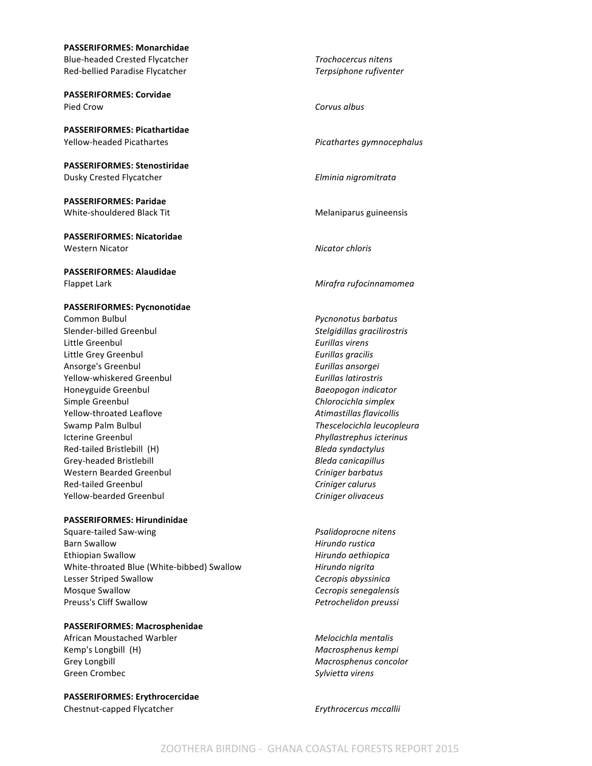**PASSERIFORMES: Monarchidae**

| | |
|---|---|
| Blue-headed Crested Flycatcher | *Trochocercus nitens* |
| Red-bellied Paradise Flycatcher | *Terpsiphone rufiventer* |

**PASSERIFORMES: Corvidae**

| | |
|---|---|
| Pied Crow | *Corvus albus* |

**PASSERIFORMES: Picathartidae**

| | |
|---|---|
| Yellow-headed Picathartes | *Picathartes gymnocephalus* |

**PASSERIFORMES: Stenostiridae**

| | |
|---|---|
| Dusky Crested Flycatcher | *Elminia nigromitrata* |

**PASSERIFORMES: Paridae**

| | |
|---|---|
| White-shouldered Black Tit | Melaniparus guineensis |

**PASSERIFORMES: Nicatoridae**

| | |
|---|---|
| Western Nicator | *Nicator chloris* |

**PASSERIFORMES: Alaudidae**

| | |
|---|---|
| Flappet Lark | *Mirafra rufocinnamomea* |

**PASSERIFORMES: Pycnonotidae**

| | |
|---|---|
| Common Bulbul | *Pycnonotus barbatus* |
| Slender-billed Greenbul | *Stelgidillas gracilirostris* |
| Little Greenbul | *Eurillas virens* |
| Little Grey Greenbul | *Eurillas gracilis* |
| Ansorge's Greenbul | *Eurillas ansorgei* |
| Yellow-whiskered Greenbul | *Eurillas latirostris* |
| Honeyguide Greenbul | *Baeopogon indicator* |
| Simple Greenbul | *Chlorocichla simplex* |
| Yellow-throated Leaflove | *Atimastillas flavicollis* |
| Swamp Palm Bulbul | *Thescelocichla leucopleura* |
| Icterine Greenbul | *Phyllastrephus icterinus* |
| Red-tailed Bristlebill (H) | *Bleda syndactylus* |
| Grey-headed Bristlebill | *Bleda canicapillus* |
| Western Bearded Greenbul | *Criniger barbatus* |
| Red-tailed Greenbul | *Criniger calurus* |
| Yellow-bearded Greenbul | *Criniger olivaceus* |

**PASSERIFORMES: Hirundinidae**

| | |
|---|---|
| Square-tailed Saw-wing | *Psalidoprocne nitens* |
| Barn Swallow | *Hirundo rustica* |
| Ethiopian Swallow | *Hirundo aethiopica* |
| White-throated Blue (White-bibbed) Swallow | *Hirundo nigrita* |
| Lesser Striped Swallow | *Cecropis abyssinica* |
| Mosque Swallow | *Cecropis senegalensis* |
| Preuss's Cliff Swallow | *Petrochelidon preussi* |

**PASSERIFORMES: Macrosphenidae**

| | |
|---|---|
| African Moustached Warbler | *Melocichla mentalis* |
| Kemp's Longbill (H) | *Macrosphenus kempi* |
| Grey Longbill | *Macrosphenus concolor* |
| Green Crombec | *Sylvietta virens* |

**PASSERIFORMES: Erythrocercidae**

| | |
|---|---|
| Chestnut-capped Flycatcher | *Erythrocercus mccallii* |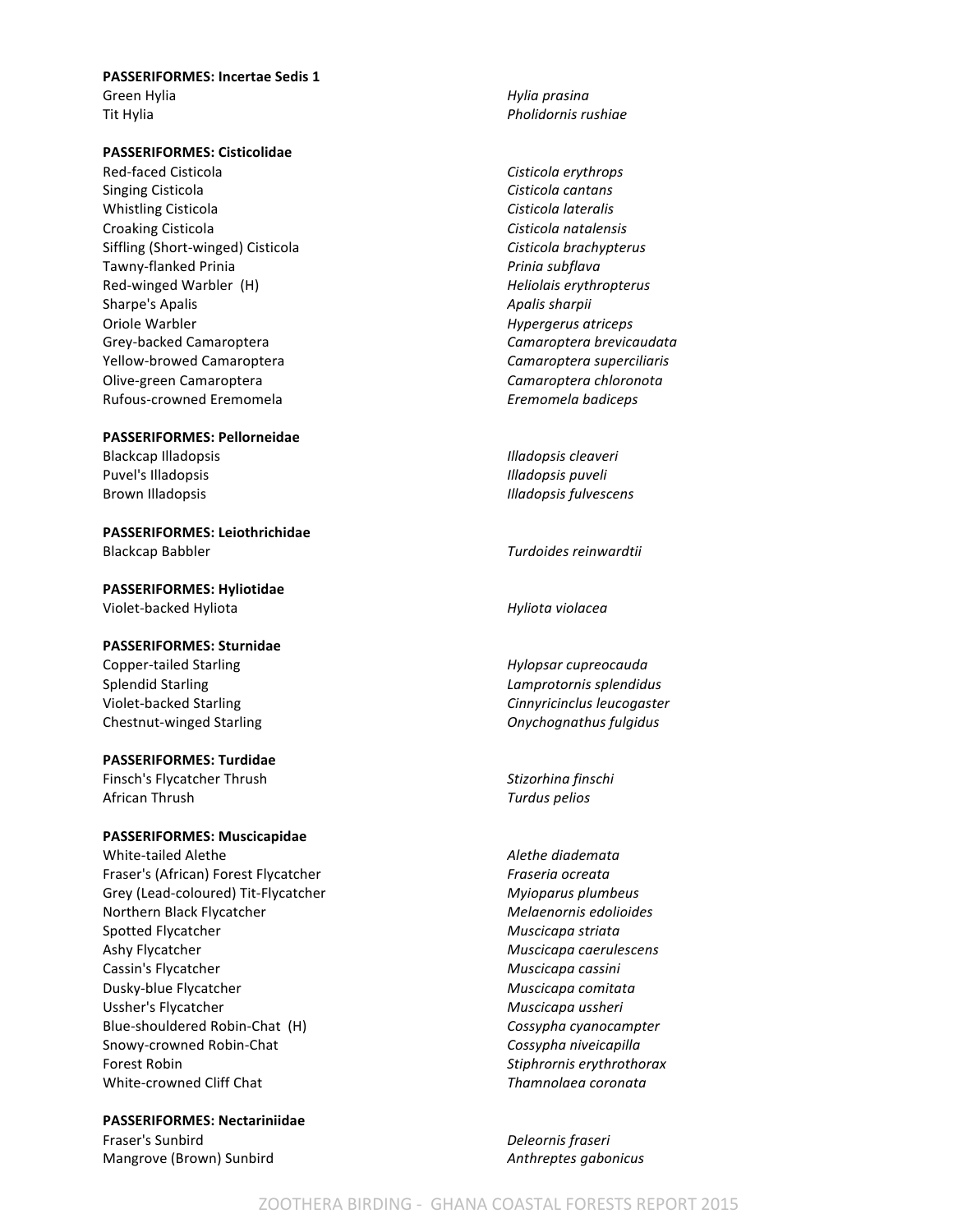**PASSERIFORMES: Incertae Sedis 1**

| | |
|---|---|
| Green Hylia | *Hylia prasina* |
| Tit Hylia | *Pholidornis rushiae* |

**PASSERIFORMES: Cisticolidae**

| | |
|---|---|
| Red-faced Cisticola | *Cisticola erythrops* |
| Singing Cisticola | *Cisticola cantans* |
| Whistling Cisticola | *Cisticola lateralis* |
| Croaking Cisticola | *Cisticola natalensis* |
| Siffling (Short-winged) Cisticola | *Cisticola brachypterus* |
| Tawny-flanked Prinia | *Prinia subflava* |
| Red-winged Warbler (H) | *Heliolais erythropterus* |
| Sharpe's Apalis | *Apalis sharpii* |
| Oriole Warbler | *Hypergerus atriceps* |
| Grey-backed Camaroptera | *Camaroptera brevicaudata* |
| Yellow-browed Camaroptera | *Camaroptera superciliaris* |
| Olive-green Camaroptera | *Camaroptera chloronota* |
| Rufous-crowned Eremomela | *Eremomela badiceps* |

**PASSERIFORMES: Pellorneidae**

| | |
|---|---|
| Blackcap Illadopsis | *Illadopsis cleaveri* |
| Puvel's Illadopsis | *Illadopsis puveli* |
| Brown Illadopsis | *Illadopsis fulvescens* |

**PASSERIFORMES: Leiothrichidae**

| | |
|---|---|
| Blackcap Babbler | *Turdoides reinwardtii* |

**PASSERIFORMES: Hyliotidae**

| | |
|---|---|
| Violet-backed Hyliota | *Hyliota violacea* |

**PASSERIFORMES: Sturnidae**

| | |
|---|---|
| Copper-tailed Starling | *Hylopsar cupreocauda* |
| Splendid Starling | *Lamprotornis splendidus* |
| Violet-backed Starling | *Cinnyricinclus leucogaster* |
| Chestnut-winged Starling | *Onychognathus fulgidus* |

**PASSERIFORMES: Turdidae**

| | |
|---|---|
| Finsch's Flycatcher Thrush | *Stizorhina finschi* |
| African Thrush | *Turdus pelios* |

**PASSERIFORMES: Muscicapidae**

| | |
|---|---|
| White-tailed Alethe | *Alethe diademata* |
| Fraser's (African) Forest Flycatcher | *Fraseria ocreata* |
| Grey (Lead-coloured) Tit-Flycatcher | *Myioparus plumbeus* |
| Northern Black Flycatcher | *Melaenornis edolioides* |
| Spotted Flycatcher | *Muscicapa striata* |
| Ashy Flycatcher | *Muscicapa caerulescens* |
| Cassin's Flycatcher | *Muscicapa cassini* |
| Dusky-blue Flycatcher | *Muscicapa comitata* |
| Ussher's Flycatcher | *Muscicapa ussheri* |
| Blue-shouldered Robin-Chat (H) | *Cossypha cyanocampter* |
| Snowy-crowned Robin-Chat | *Cossypha niveicapilla* |
| Forest Robin | *Stiphrornis erythrothorax* |
| White-crowned Cliff Chat | *Thamnolaea coronata* |

**PASSERIFORMES: Nectariniidae**

| | |
|---|---|
| Fraser's Sunbird | *Deleornis fraseri* |
| Mangrove (Brown) Sunbird | *Anthreptes gabonicus* |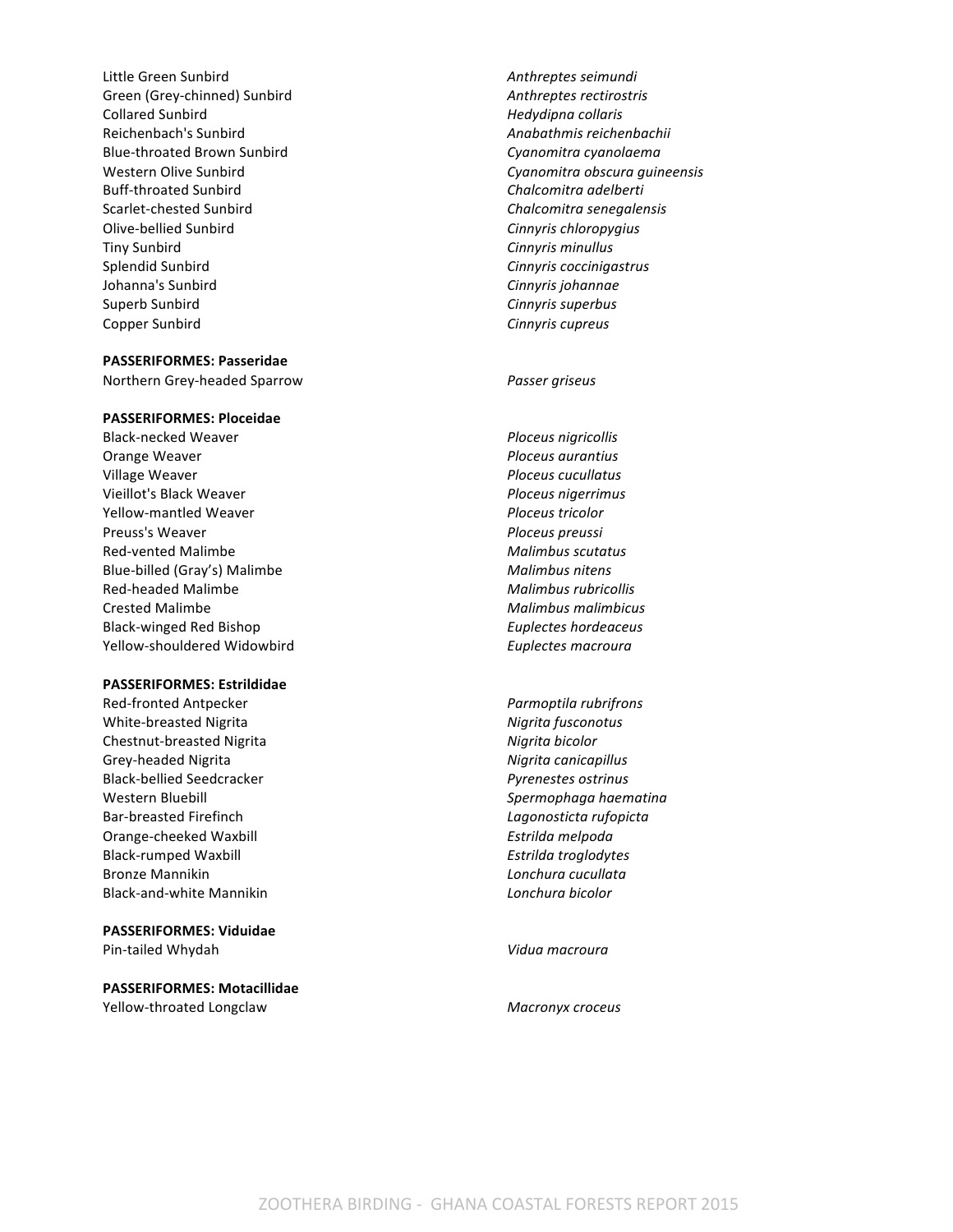Little Green Sunbird *Anthreptes seimundi*
Green (Grey-chinned) Sunbird *Anthreptes rectirostris*
Collared Sunbird *Hedydipna collaris*
Reichenbach's Sunbird *Anabathmis reichenbachii*
Blue-throated Brown Sunbird *Cyanomitra cyanolaema*
Western Olive Sunbird *Cyanomitra obscura guineensis*
Buff-throated Sunbird *Chalcomitra adelberti*
Scarlet-chested Sunbird *Chalcomitra senegalensis*
Olive-bellied Sunbird *Cinnyris chloropygius*
Tiny Sunbird *Cinnyris minullus*
Splendid Sunbird *Cinnyris coccinigastrus*
Johanna's Sunbird *Cinnyris johannae*
Superb Sunbird *Cinnyris superbus*
Copper Sunbird *Cinnyris cupreus*

**PASSERIFORMES: Passeridae**

Northern Grey-headed Sparrow *Passer griseus*

**PASSERIFORMES: Ploceidae**

Black-necked Weaver *Ploceus nigricollis*
Orange Weaver *Ploceus aurantius*
Village Weaver *Ploceus cucullatus*
Vieillot's Black Weaver *Ploceus nigerrimus*
Yellow-mantled Weaver *Ploceus tricolor*
Preuss's Weaver *Ploceus preussi*
Red-vented Malimbe *Malimbus scutatus*
Blue-billed (Gray's) Malimbe *Malimbus nitens*
Red-headed Malimbe *Malimbus rubricollis*
Crested Malimbe *Malimbus malimbicus*
Black-winged Red Bishop *Euplectes hordeaceus*
Yellow-shouldered Widowbird *Euplectes macroura*

**PASSERIFORMES: Estrildidae**

Red-fronted Antpecker *Parmoptila rubrifrons*
White-breasted Nigrita *Nigrita fusconotus*
Chestnut-breasted Nigrita *Nigrita bicolor*
Grey-headed Nigrita *Nigrita canicapillus*
Black-bellied Seedcracker *Pyrenestes ostrinus*
Western Bluebill *Spermophaga haematina*
Bar-breasted Firefinch *Lagonosticta rufopicta*
Orange-cheeked Waxbill *Estrilda melpoda*
Black-rumped Waxbill *Estrilda troglodytes*
Bronze Mannikin *Lonchura cucullata*
Black-and-white Mannikin *Lonchura bicolor*

**PASSERIFORMES: Viduidae**

Pin-tailed Whydah *Vidua macroura*

**PASSERIFORMES: Motacillidae**

Yellow-throated Longclaw *Macronyx croceus*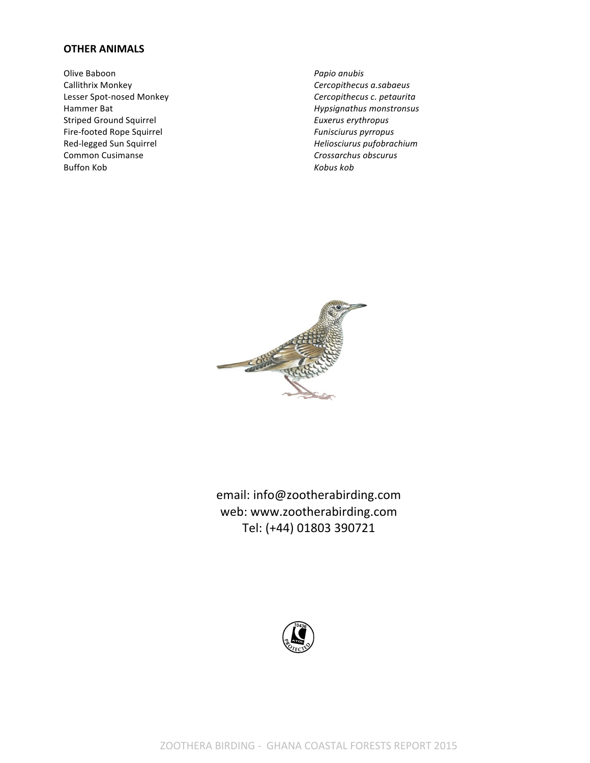**OTHER ANIMALS**

| | |
|---|---|
| Olive Baboon | *Papio anubis* |
| Callithrix Monkey | *Cercopithecus a.sabaeus* |
| Lesser Spot-nosed Monkey | *Cercopithecus c. petaurita* |
| Hammer Bat | *Hypsignathus monstronsus* |
| Striped Ground Squirrel | *Euxerus erythropus* |
| Fire-footed Rope Squirrel | *Funisciurus pyrropus* |
| Red-legged Sun Squirrel | *Heliosciurus pufobrachium* |
| Common Cusimanse | *Crossarchus obscurus* |
| Buffon Kob | *Kobus kob* |

email: info@zootherabirding.com
web: www.zootherabirding.com
Tel: (+44) 01803 390721